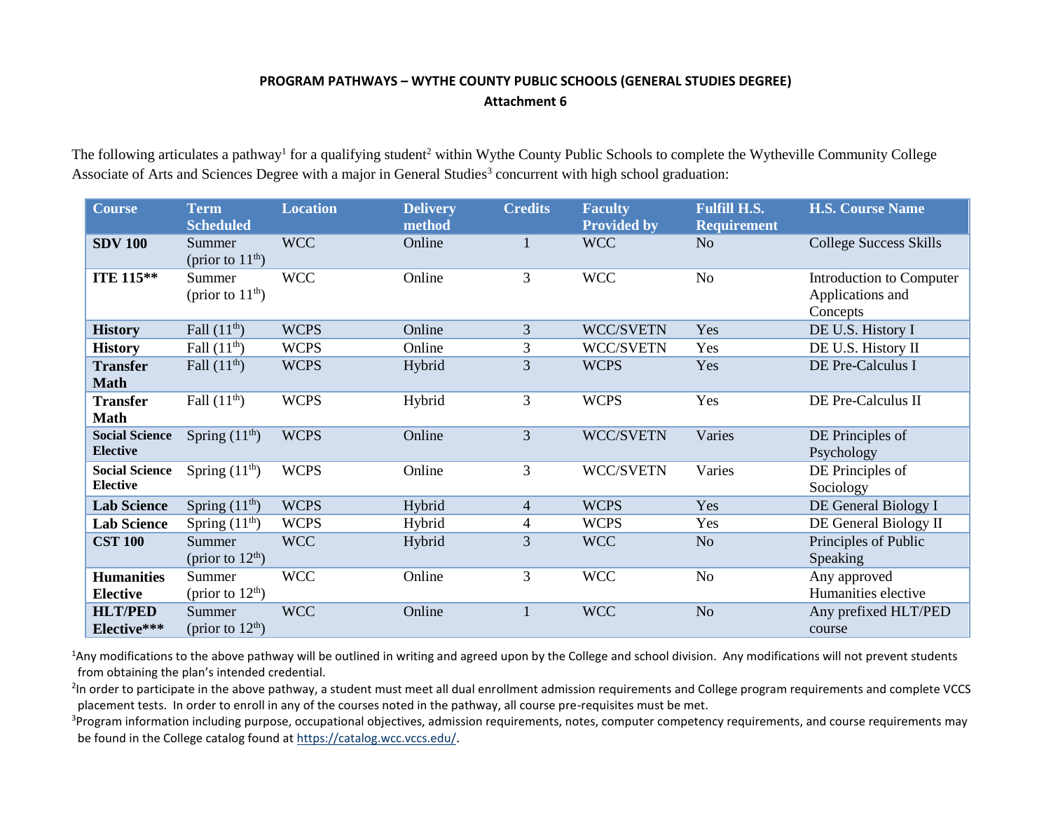**PROGRAM PATHWAYS – WYTHE COUNTY PUBLIC SCHOOLS (GENERAL STUDIES DEGREE)**
**Attachment 6**

The following articulates a pathway[1] for a qualifying student[2] within Wythe County Public Schools to complete the Wytheville Community College Associate of Arts and Sciences Degree with a major in General Studies[3] concurrent with high school graduation:

| Course | Term Scheduled | Location | Delivery method | Credits | Faculty Provided by | Fulfill H.S. Requirement | H.S. Course Name |
|---|---|---|---|---|---|---|---|
| **SDV 100** | Summer (prior to 11th) | WCC | Online | 1 | WCC | No | College Success Skills |
| **ITE 115**** | Summer (prior to 11th) | WCC | Online | 3 | WCC | No | Introduction to Computer Applications and Concepts |
| **History** | Fall (11th) | WCPS | Online | 3 | WCC/SVETN | Yes | DE U.S. History I |
| **History** | Fall (11th) | WCPS | Online | 3 | WCC/SVETN | Yes | DE U.S. History II |
| **Transfer Math** | Fall (11th) | WCPS | Hybrid | 3 | WCPS | Yes | DE Pre-Calculus I |
| **Transfer Math** | Fall (11th) | WCPS | Hybrid | 3 | WCPS | Yes | DE Pre-Calculus II |
| **Social Science Elective** | Spring (11th) | WCPS | Online | 3 | WCC/SVETN | Varies | DE Principles of Psychology |
| **Social Science Elective** | Spring (11th) | WCPS | Online | 3 | WCC/SVETN | Varies | DE Principles of Sociology |
| **Lab Science** | Spring (11th) | WCPS | Hybrid | 4 | WCPS | Yes | DE General Biology I |
| **Lab Science** | Spring (11th) | WCPS | Hybrid | 4 | WCPS | Yes | DE General Biology II |
| **CST 100** | Summer (prior to 12th) | WCC | Hybrid | 3 | WCC | No | Principles of Public Speaking |
| **Humanities Elective** | Summer (prior to 12th) | WCC | Online | 3 | WCC | No | Any approved Humanities elective |
| **HLT/PED Elective***** | Summer (prior to 12th) | WCC | Online | 1 | WCC | No | Any prefixed HLT/PED course |

[1]Any modifications to the above pathway will be outlined in writing and agreed upon by the College and school division. Any modifications will not prevent students from obtaining the plan's intended credential.

[2]In order to participate in the above pathway, a student must meet all dual enrollment admission requirements and College program requirements and complete VCCS placement tests. In order to enroll in any of the courses noted in the pathway, all course pre-requisites must be met.

[3]Program information including purpose, occupational objectives, admission requirements, notes, computer competency requirements, and course requirements may be found in the College catalog found at https://catalog.wcc.vccs.edu/.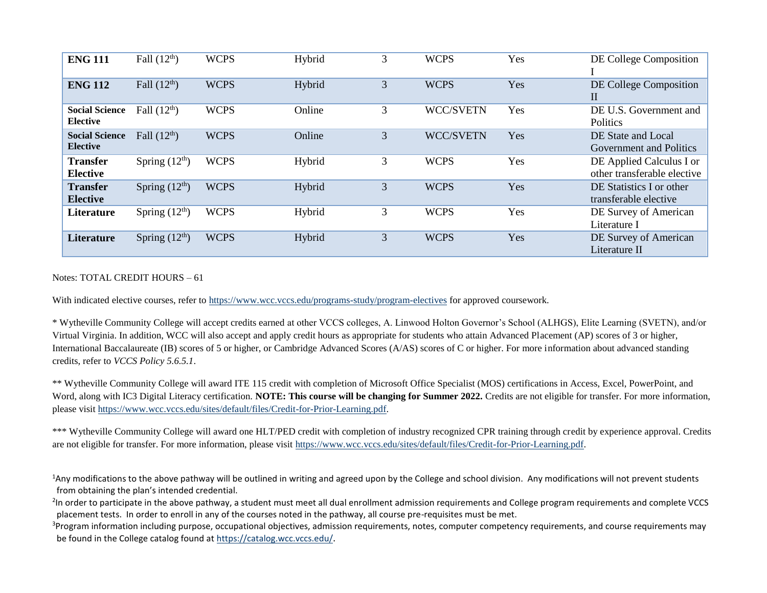| | | | | | | | |
|---|---|---|---|---|---|---|---|
| **ENG 111** | Fall (12th) | WCPS | Hybrid | 3 | WCPS | Yes | DE College Composition I |
| **ENG 112** | Fall (12th) | WCPS | Hybrid | 3 | WCPS | Yes | DE College Composition II |
| **Social Science Elective** | Fall (12th) | WCPS | Online | 3 | WCC/SVETN | Yes | DE U.S. Government and Politics |
| **Social Science Elective** | Fall (12th) | WCPS | Online | 3 | WCC/SVETN | Yes | DE State and Local Government and Politics |
| **Transfer Elective** | Spring (12th) | WCPS | Hybrid | 3 | WCPS | Yes | DE Applied Calculus I or other transferable elective |
| **Transfer Elective** | Spring (12th) | WCPS | Hybrid | 3 | WCPS | Yes | DE Statistics I or other transferable elective |
| **Literature** | Spring (12th) | WCPS | Hybrid | 3 | WCPS | Yes | DE Survey of American Literature I |
| **Literature** | Spring (12th) | WCPS | Hybrid | 3 | WCPS | Yes | DE Survey of American Literature II |

Notes: TOTAL CREDIT HOURS – 61

With indicated elective courses, refer to https://www.wcc.vccs.edu/programs-study/program-electives for approved coursework.

* Wytheville Community College will accept credits earned at other VCCS colleges, A. Linwood Holton Governor's School (ALHGS), Elite Learning (SVETN), and/or Virtual Virginia. In addition, WCC will also accept and apply credit hours as appropriate for students who attain Advanced Placement (AP) scores of 3 or higher, International Baccalaureate (IB) scores of 5 or higher, or Cambridge Advanced Scores (A/AS) scores of C or higher. For more information about advanced standing credits, refer to *VCCS Policy 5.6.5.1*.

** Wytheville Community College will award ITE 115 credit with completion of Microsoft Office Specialist (MOS) certifications in Access, Excel, PowerPoint, and Word, along with IC3 Digital Literacy certification. **NOTE: This course will be changing for Summer 2022.** Credits are not eligible for transfer. For more information, please visit https://www.wcc.vccs.edu/sites/default/files/Credit-for-Prior-Learning.pdf.

*** Wytheville Community College will award one HLT/PED credit with completion of industry recognized CPR training through credit by experience approval. Credits are not eligible for transfer. For more information, please visit https://www.wcc.vccs.edu/sites/default/files/Credit-for-Prior-Learning.pdf.

[1]Any modifications to the above pathway will be outlined in writing and agreed upon by the College and school division. Any modifications will not prevent students from obtaining the plan's intended credential.

[2]In order to participate in the above pathway, a student must meet all dual enrollment admission requirements and College program requirements and complete VCCS placement tests. In order to enroll in any of the courses noted in the pathway, all course pre-requisites must be met.

[3]Program information including purpose, occupational objectives, admission requirements, notes, computer competency requirements, and course requirements may be found in the College catalog found at https://catalog.wcc.vccs.edu/.